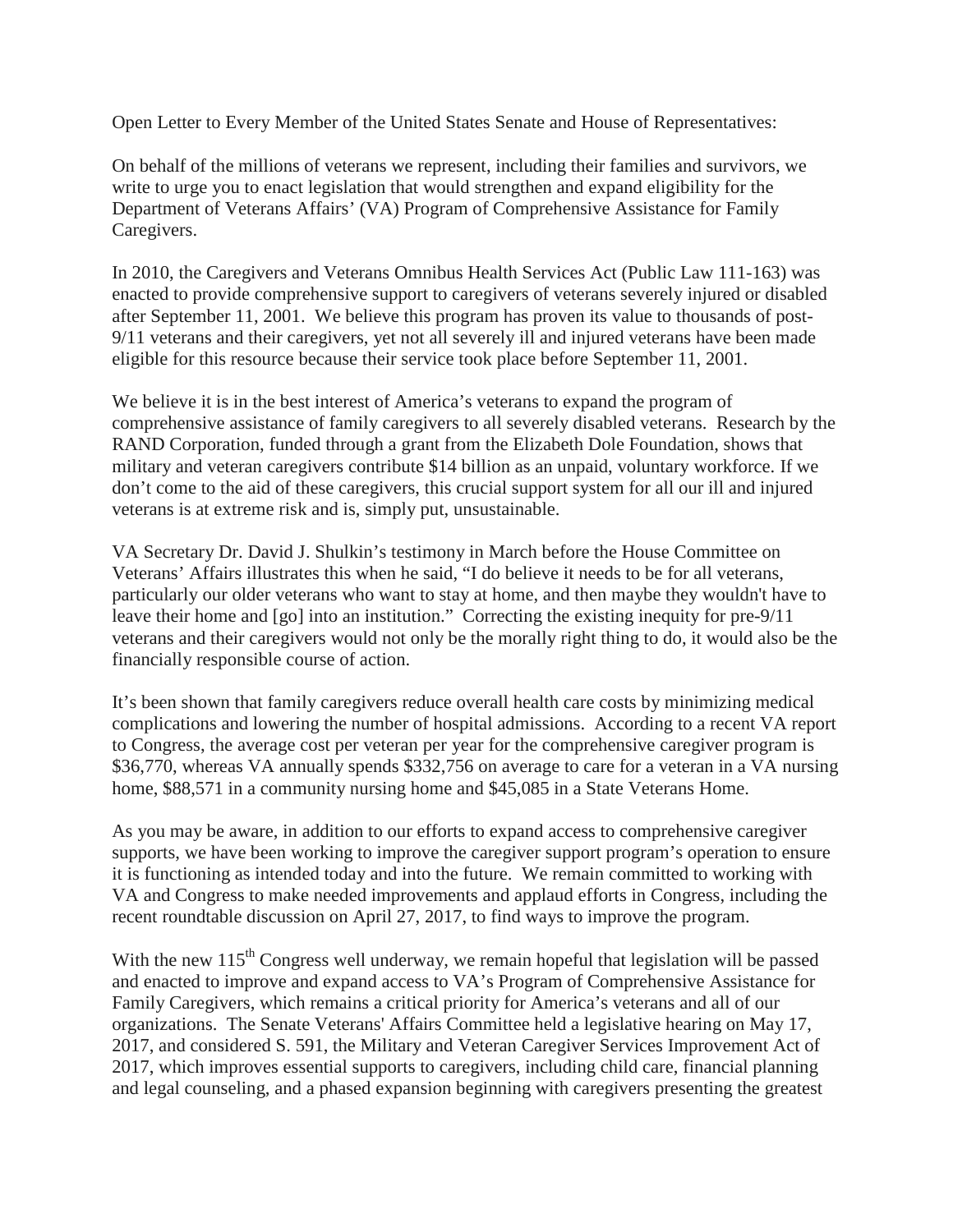Open Letter to Every Member of the United States Senate and House of Representatives:

On behalf of the millions of veterans we represent, including their families and survivors, we write to urge you to enact legislation that would strengthen and expand eligibility for the Department of Veterans Affairs' (VA) Program of Comprehensive Assistance for Family Caregivers.

In 2010, the Caregivers and Veterans Omnibus Health Services Act (Public Law 111-163) was enacted to provide comprehensive support to caregivers of veterans severely injured or disabled after September 11, 2001. We believe this program has proven its value to thousands of post-9/11 veterans and their caregivers, yet not all severely ill and injured veterans have been made eligible for this resource because their service took place before September 11, 2001.

We believe it is in the best interest of America's veterans to expand the program of comprehensive assistance of family caregivers to all severely disabled veterans. Research by the RAND Corporation, funded through a grant from the Elizabeth Dole Foundation, shows that military and veteran caregivers contribute $14 billion as an unpaid, voluntary workforce. If we don't come to the aid of these caregivers, this crucial support system for all our ill and injured veterans is at extreme risk and is, simply put, unsustainable.

VA Secretary Dr. David J. Shulkin's testimony in March before the House Committee on Veterans' Affairs illustrates this when he said, "I do believe it needs to be for all veterans, particularly our older veterans who want to stay at home, and then maybe they wouldn't have to leave their home and [go] into an institution." Correcting the existing inequity for pre-9/11 veterans and their caregivers would not only be the morally right thing to do, it would also be the financially responsible course of action.

It's been shown that family caregivers reduce overall health care costs by minimizing medical complications and lowering the number of hospital admissions. According to a recent VA report to Congress, the average cost per veteran per year for the comprehensive caregiver program is $36,770, whereas VA annually spends $332,756 on average to care for a veteran in a VA nursing home, $88,571 in a community nursing home and $45,085 in a State Veterans Home.

As you may be aware, in addition to our efforts to expand access to comprehensive caregiver supports, we have been working to improve the caregiver support program's operation to ensure it is functioning as intended today and into the future. We remain committed to working with VA and Congress to make needed improvements and applaud efforts in Congress, including the recent roundtable discussion on April 27, 2017, to find ways to improve the program.

With the new 115th Congress well underway, we remain hopeful that legislation will be passed and enacted to improve and expand access to VA's Program of Comprehensive Assistance for Family Caregivers, which remains a critical priority for America's veterans and all of our organizations. The Senate Veterans' Affairs Committee held a legislative hearing on May 17, 2017, and considered S. 591, the Military and Veteran Caregiver Services Improvement Act of 2017, which improves essential supports to caregivers, including child care, financial planning and legal counseling, and a phased expansion beginning with caregivers presenting the greatest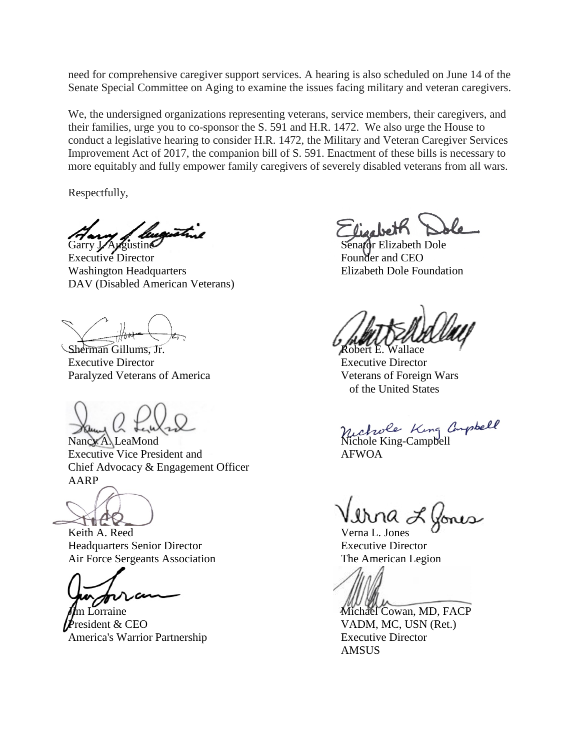need for comprehensive caregiver support services. A hearing is also scheduled on June 14 of the Senate Special Committee on Aging to examine the issues facing military and veteran caregivers.

We, the undersigned organizations representing veterans, service members, their caregivers, and their families, urge you to co-sponsor the S. 591 and H.R. 1472. We also urge the House to conduct a legislative hearing to consider H.R. 1472, the Military and Veteran Caregiver Services Improvement Act of 2017, the companion bill of S. 591. Enactment of these bills is necessary to more equitably and fully empower family caregivers of severely disabled veterans from all wars.

Respectfully,

Garry J. Augustine
Executive Director
Washington Headquarters
DAV (Disabled American Veterans)

Senator Elizabeth Dole
Founder and CEO
Elizabeth Dole Foundation

Sherman Gillums, Jr.
Executive Director
Paralyzed Veterans of America

Robert E. Wallace
Executive Director
Veterans of Foreign Wars
of the United States

Nancy A. LeaMond
Executive Vice President and
Chief Advocacy & Engagement Officer
AARP

Nichole King-Campbell
AFWOA

Keith A. Reed
Headquarters Senior Director
Air Force Sergeants Association

Verna L. Jones
Executive Director
The American Legion

Jim Lorraine
President & CEO
America's Warrior Partnership

Michael Cowan, MD, FACP
VADM, MC, USN (Ret.)
Executive Director
AMSUS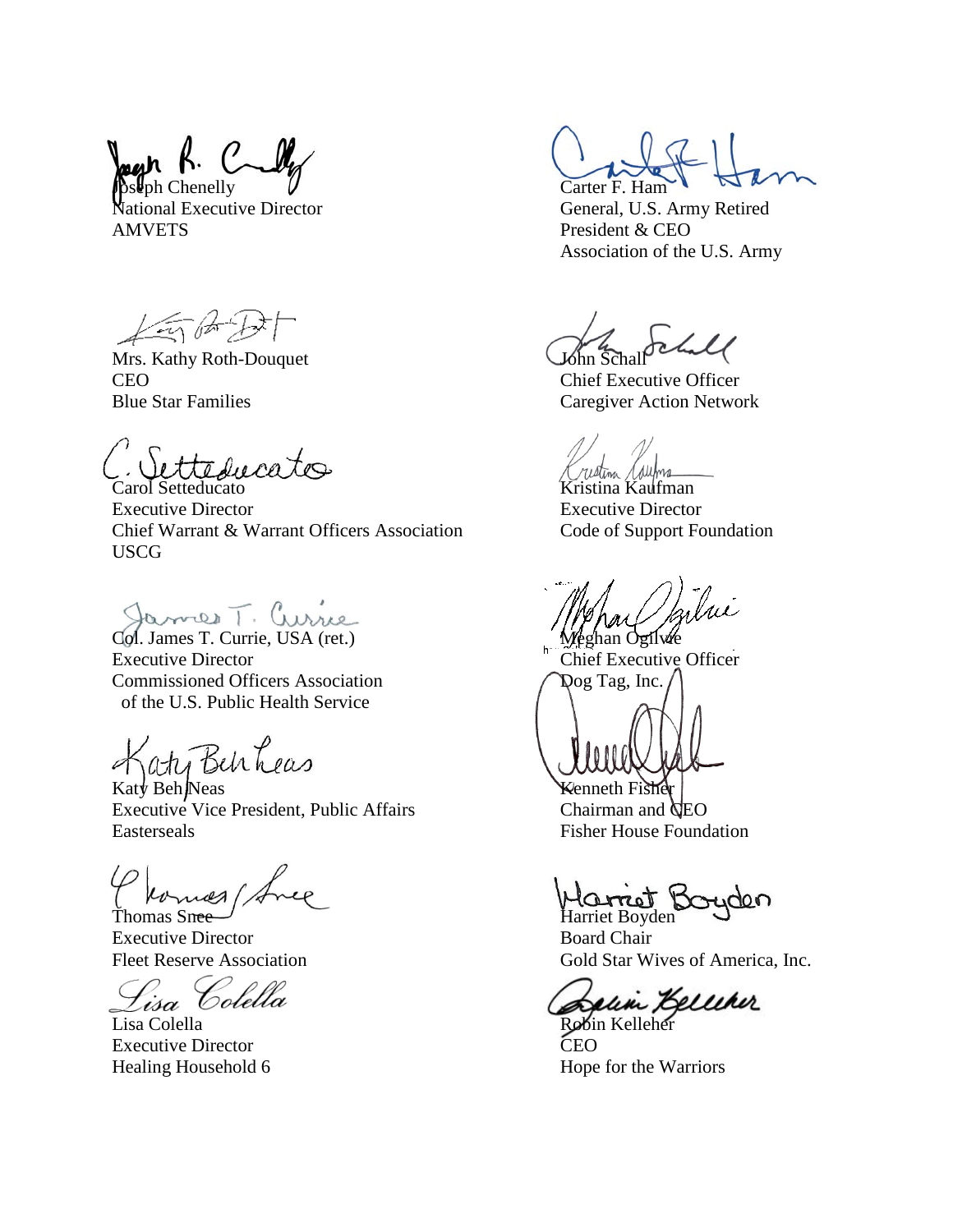Joseph Chenelly
National Executive Director
AMVETS

Carter F. Ham
General, U.S. Army Retired
President & CEO
Association of the U.S. Army

Mrs. Kathy Roth-Douquet
CEO
Blue Star Families

John Schall
Chief Executive Officer
Caregiver Action Network

Carol Setteducato
Executive Director
Chief Warrant & Warrant Officers Association
USCG

Kristina Kaufman
Executive Director
Code of Support Foundation

Col. James T. Currie, USA (ret.)
Executive Director
Commissioned Officers Association
of the U.S. Public Health Service

Meghan Ogilvie
Chief Executive Officer
Dog Tag, Inc.

Katy Beh Neas
Executive Vice President, Public Affairs
Easterseals

Kenneth Fisher
Chairman and CEO
Fisher House Foundation

Thomas Snee
Executive Director
Fleet Reserve Association

Harriet Boyden
Board Chair
Gold Star Wives of America, Inc.

Lisa Colella
Executive Director
Healing Household 6

Robin Kelleher
CEO
Hope for the Warriors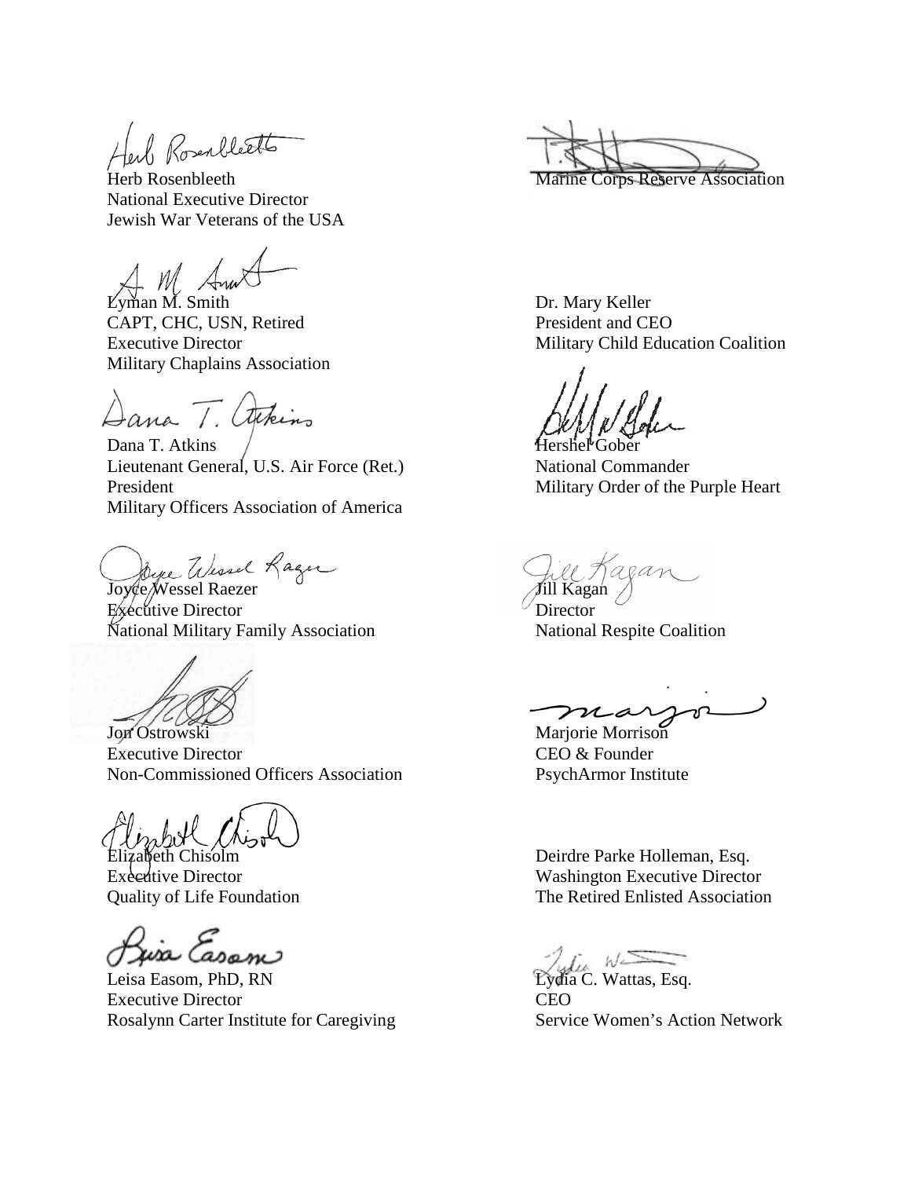Herb Rosenbleeth
National Executive Director
Jewish War Veterans of the USA

Marine Corps Reserve Association

Lyman M. Smith
CAPT, CHC, USN, Retired
Executive Director
Military Chaplains Association

Dr. Mary Keller
President and CEO
Military Child Education Coalition

Dana T. Atkins
Lieutenant General, U.S. Air Force (Ret.)
President
Military Officers Association of America

Hershel Gober
National Commander
Military Order of the Purple Heart

Joyce Wessel Raezer
Executive Director
National Military Family Association

Jill Kagan
Director
National Respite Coalition

Jon Ostrowski
Executive Director
Non-Commissioned Officers Association

Marjorie Morrison
CEO & Founder
PsychArmor Institute

Elizabeth Chisolm
Executive Director
Quality of Life Foundation

Deirdre Parke Holleman, Esq.
Washington Executive Director
The Retired Enlisted Association

Leisa Easom, PhD, RN
Executive Director
Rosalynn Carter Institute for Caregiving

Lydia C. Wattas, Esq.
CEO
Service Women's Action Network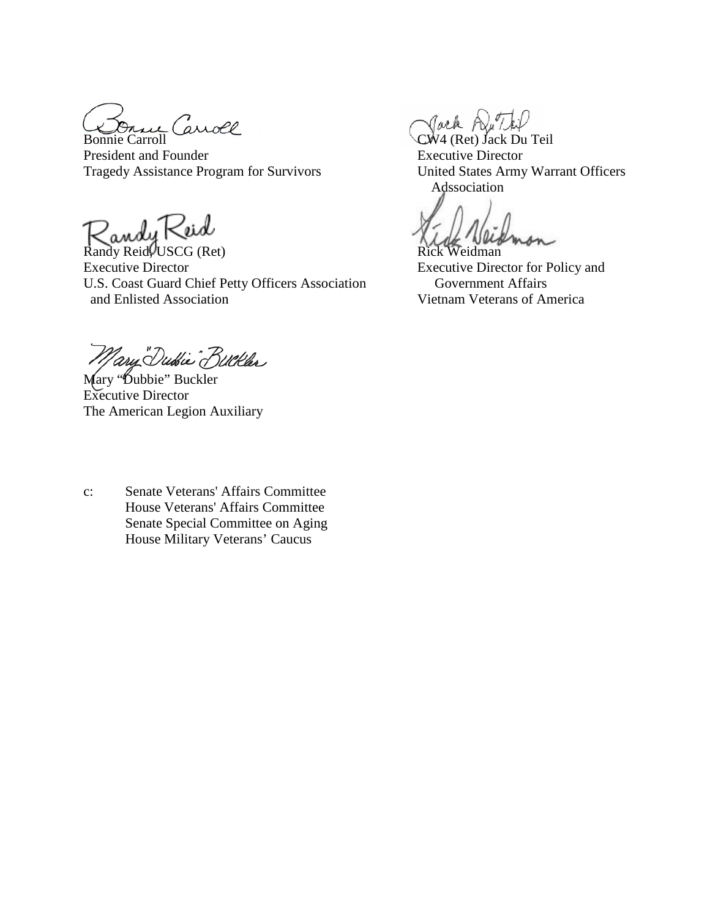Bonnie Carroll
President and Founder
Tragedy Assistance Program for Survivors

CW4 (Ret) Jack Du Teil
Executive Director
United States Army Warrant Officers Adssociation

Randy Reid, USCG (Ret)
Executive Director
U.S. Coast Guard Chief Petty Officers Association and Enlisted Association

Rick Weidman
Executive Director for Policy and Government Affairs
Vietnam Veterans of America

Mary "Dubbie" Buckler
Executive Director
The American Legion Auxiliary

c: Senate Veterans' Affairs Committee
House Veterans' Affairs Committee
Senate Special Committee on Aging
House Military Veterans' Caucus